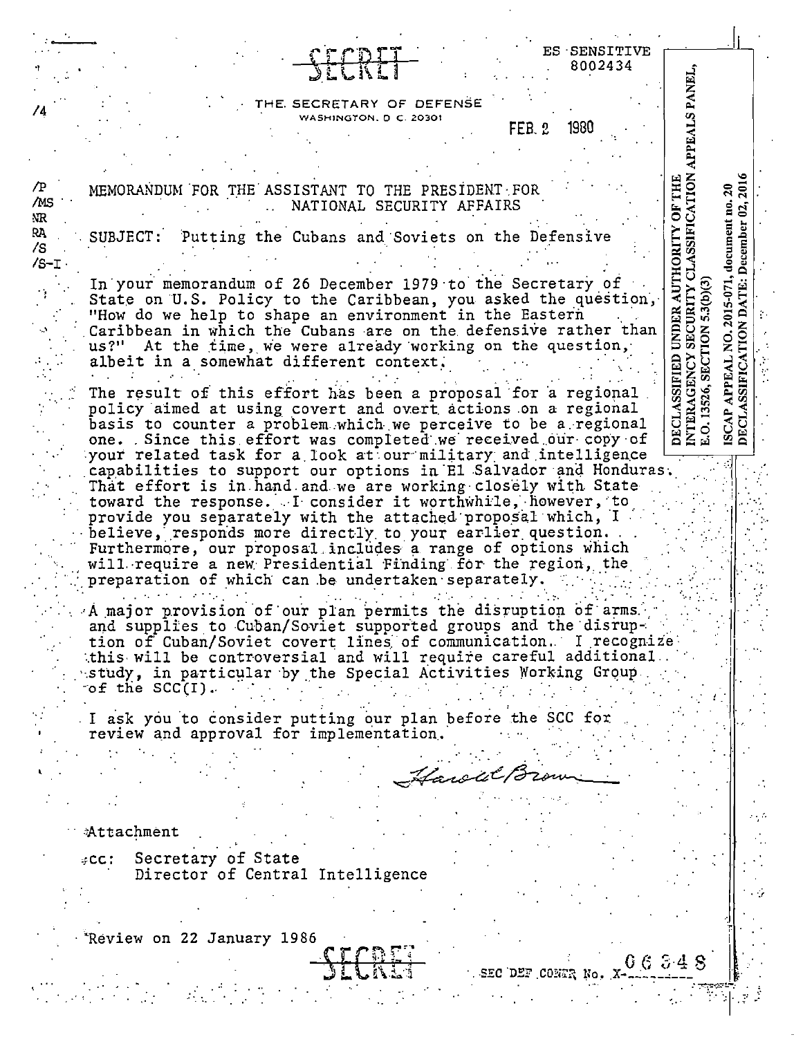SECRET

ES SENSITIVE
8002434

THE SECRETARY OF DEFENSE
WASHINGTON, D C. 20301

FEB 2 1980

DECLASSIFIED UNDER AUTHORITY OF THE INTERAGENCY SECURITY CLASSIFICATION APPEALS PANEL, E.O. 13526, SECTION 5.3(b)(3)

ISCAP APPEAL NO. 2015-071, document no. 20
DECLASSIFICATION DATE: December 02, 2016

/4

/P
/MS
NR
RA
/S
/S-I

MEMORANDUM FOR THE ASSISTANT TO THE PRESIDENT FOR NATIONAL SECURITY AFFAIRS

SUBJECT: Putting the Cubans and Soviets on the Defensive

In your memorandum of 26 December 1979 to the Secretary of State on U.S. Policy to the Caribbean, you asked the question, "How do we help to shape an environment in the Eastern Caribbean in which the Cubans are on the defensive rather than us?" At the time, we were already working on the question, albeit in a somewhat different context.

The result of this effort has been a proposal for a regional policy aimed at using covert and overt actions on a regional basis to counter a problem which we perceive to be a regional one. Since this effort was completed we received our copy of your related task for a look at our military and intelligence capabilities to support our options in El Salvador and Honduras. That effort is in hand and we are working closely with State toward the response. I consider it worthwhile, however, to provide you separately with the attached proposal which, I believe, responds more directly to your earlier question. Furthermore, our proposal includes a range of options which will require a new Presidential Finding for the region, the preparation of which can be undertaken separately.

A major provision of our plan permits the disruption of arms and supplies to Cuban/Soviet supported groups and the disruption of Cuban/Soviet covert lines of communication. I recognize this will be controversial and will require careful additional study, in particular by the Special Activities Working Group of the SCC(I).

I ask you to consider putting our plan before the SCC for review and approval for implementation.

Harold Brown

Attachment

cc: Secretary of State
Director of Central Intelligence

Review on 22 January 1986

SECRET

SEC DEF CONTR No. X-06348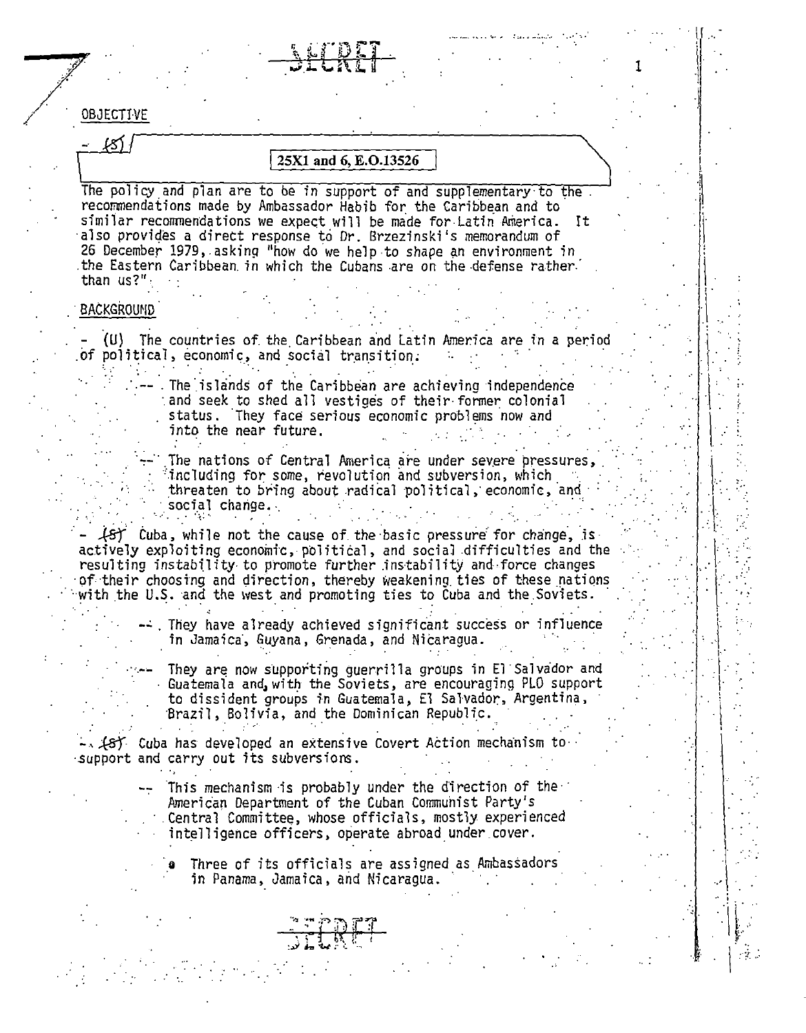SECRET

## OBJECTIVE

- (S) [25X1 and 6, E.O.13526]

The policy and plan are to be in support of and supplementary to the recommendations made by Ambassador Habib for the Caribbean and to similar recommendations we expect will be made for Latin America. It also provides a direct response to Dr. Brzezinski's memorandum of 26 December 1979, asking "how do we help to shape an environment in the Eastern Caribbean in which the Cubans are on the defense rather than us?"

## BACKGROUND

- (U) The countries of the Caribbean and Latin America are in a period of political, economic, and social transition.

  -- The islands of the Caribbean are achieving independence and seek to shed all vestiges of their former colonial status. They face serious economic problems now and into the near future.

  -- The nations of Central America are under severe pressures, including for some, revolution and subversion, which threaten to bring about radical political, economic, and social change.

- (S) Cuba, while not the cause of the basic pressure for change, is actively exploiting economic, political, and social difficulties and the resulting instability to promote further instability and force changes of their choosing and direction, thereby weakening ties of these nations with the U.S. and the west and promoting ties to Cuba and the Soviets.

  -- They have already achieved significant success or influence in Jamaica, Guyana, Grenada, and Nicaragua.

  -- They are now supporting guerrilla groups in El Salvador and Guatemala and, with the Soviets, are encouraging PLO support to dissident groups in Guatemala, El Salvador, Argentina, Brazil, Bolivia, and the Dominican Republic.

- (S) Cuba has developed an extensive Covert Action mechanism to support and carry out its subversions.

  -- This mechanism is probably under the direction of the American Department of the Cuban Communist Party's Central Committee, whose officials, mostly experienced intelligence officers, operate abroad under cover.

    - Three of its officials are assigned as Ambassadors in Panama, Jamaica, and Nicaragua.

SECRET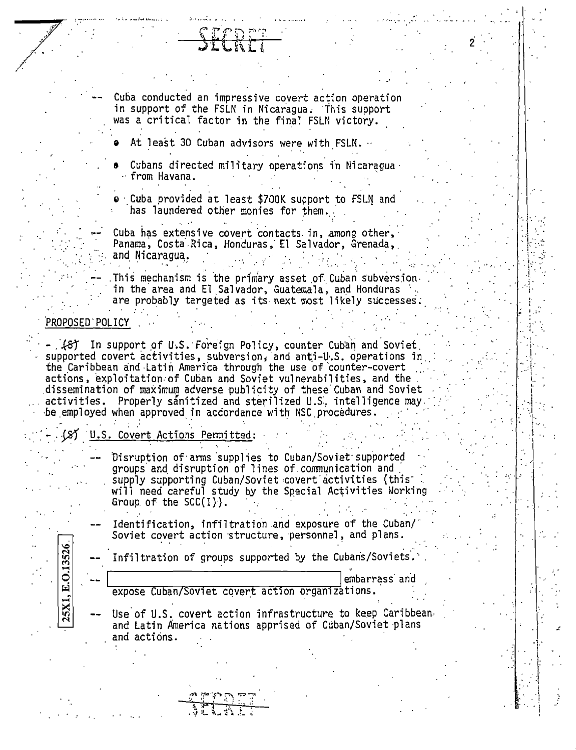SECRET

- Cuba conducted an impressive covert action operation in support of the FSLN in Nicaragua. This support was a critical factor in the final FSLN victory.
  - At least 30 Cuban advisors were with FSLN.
  - Cubans directed military operations in Nicaragua from Havana.
  - Cuba provided at least $700K support to FSLN and has laundered other monies for them.
- Cuba has extensive covert contacts in, among other, Panama, Costa Rica, Honduras, El Salvador, Grenada, and Nicaragua.
- This mechanism is the primary asset of Cuban subversion in the area and El Salvador, Guatemala, and Honduras are probably targeted as its next most likely successes.

PROPOSED POLICY

- (S) In support of U.S. Foreign Policy, counter Cuban and Soviet supported covert activities, subversion, and anti-U.S. operations in the Caribbean and Latin America through the use of counter-covert actions, exploitation of Cuban and Soviet vulnerabilities, and the dissemination of maximum adverse publicity of these Cuban and Soviet activities. Properly sanitized and sterilized U.S. intelligence may be employed when approved in accordance with NSC procedures.

- (S) U.S. Covert Actions Permitted:
  - Disruption of arms supplies to Cuban/Soviet supported groups and disruption of lines of communication and supply supporting Cuban/Soviet covert activities (this will need careful study by the Special Activities Working Group of the SCC(I)).
  - Identification, infiltration and exposure of the Cuban/Soviet covert action structure, personnel, and plans.
  - Infiltration of groups supported by the Cubans/Soviets.
  - [25X1, E.O.13526] embarrass and expose Cuban/Soviet covert action organizations.
  - Use of U.S. covert action infrastructure to keep Caribbean and Latin America nations apprised of Cuban/Soviet plans and actions.

SECRET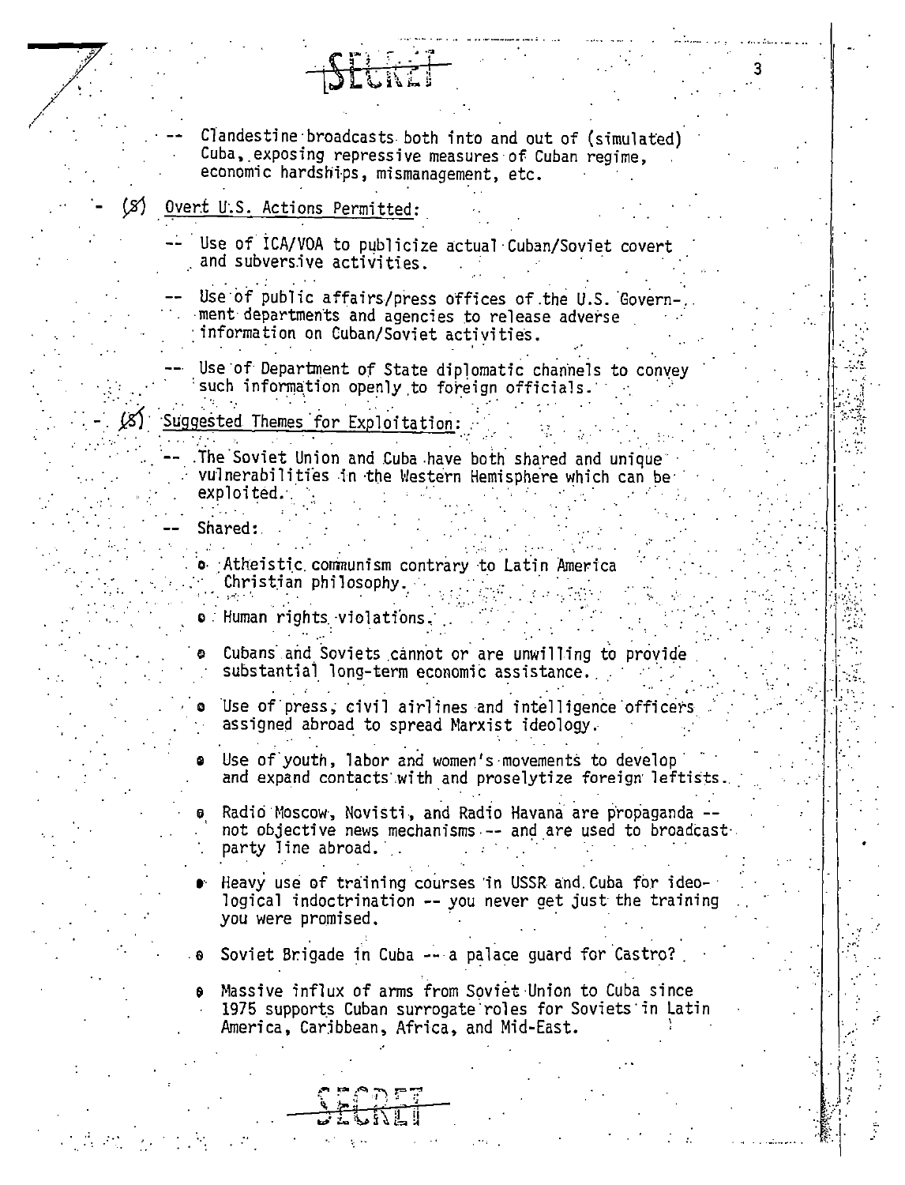SECRET

-- Clandestine broadcasts both into and out of (simulated) Cuba, exposing repressive measures of Cuban regime, economic hardships, mismanagement, etc.

- (S) Overt U.S. Actions Permitted:

  -- Use of ICA/VOA to publicize actual Cuban/Soviet covert and subversive activities.

  -- Use of public affairs/press offices of the U.S. Government departments and agencies to release adverse information on Cuban/Soviet activities.

  -- Use of Department of State diplomatic channels to convey such information openly to foreign officials.

- (S) Suggested Themes for Exploitation:

  -- The Soviet Union and Cuba have both shared and unique vulnerabilities in the Western Hemisphere which can be exploited.

  -- Shared:

    - Atheistic communism contrary to Latin America Christian philosophy.
    - Human rights violations.
    - Cubans and Soviets cannot or are unwilling to provide substantial long-term economic assistance.
    - Use of press, civil airlines and intelligence officers assigned abroad to spread Marxist ideology.
    - Use of youth, labor and women's movements to develop and expand contacts with and proselytize foreign leftists.
    - Radio Moscow, Novisti, and Radio Havana are propaganda -- not objective news mechanisms -- and are used to broadcast party line abroad.
    - Heavy use of training courses in USSR and Cuba for ideological indoctrination -- you never get just the training you were promised.
    - Soviet Brigade in Cuba -- a palace guard for Castro?
    - Massive influx of arms from Soviet Union to Cuba since 1975 supports Cuban surrogate roles for Soviets in Latin America, Caribbean, Africa, and Mid-East.

SECRET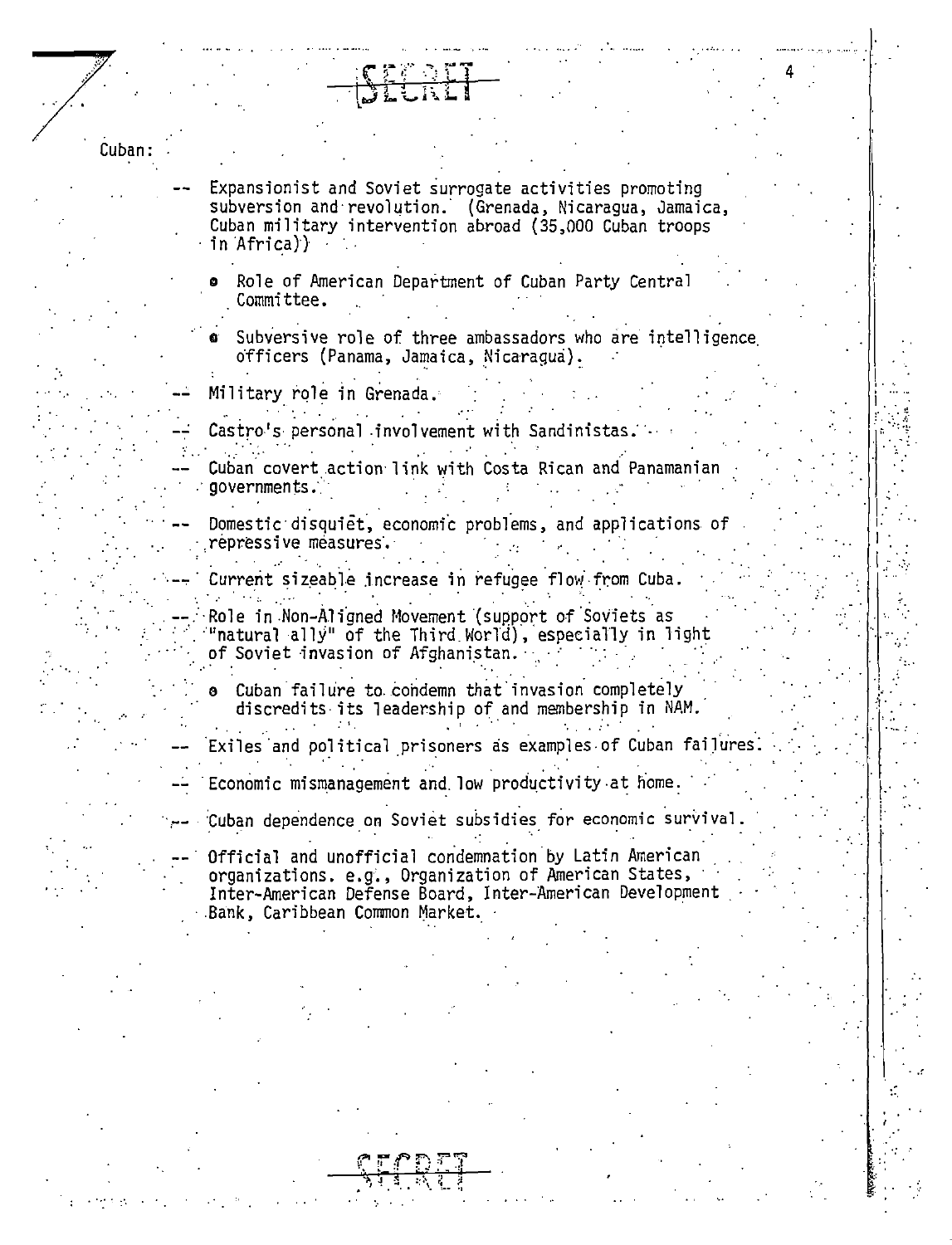SECRET

Cuban:

-- Expansionist and Soviet surrogate activities promoting subversion and revolution. (Grenada, Nicaragua, Jamaica, Cuban military intervention abroad (35,000 Cuban troops in Africa))

  - Role of American Department of Cuban Party Central Committee.

  - Subversive role of three ambassadors who are intelligence officers (Panama, Jamaica, Nicaragua).

-- Military role in Grenada.

-- Castro's personal involvement with Sandinistas.

-- Cuban covert action link with Costa Rican and Panamanian governments.

-- Domestic disquiet, economic problems, and applications of repressive measures.

-- Current sizeable increase in refugee flow from Cuba.

-- Role in Non-Aligned Movement (support of Soviets as "natural ally" of the Third World), especially in light of Soviet invasion of Afghanistan.

  - Cuban failure to condemn that invasion completely discredits its leadership of and membership in NAM.

-- Exiles and political prisoners as examples of Cuban failures.

-- Economic mismanagement and low productivity at home.

-- Cuban dependence on Soviet subsidies for economic survival.

-- Official and unofficial condemnation by Latin American organizations. e.g., Organization of American States, Inter-American Defense Board, Inter-American Development Bank, Caribbean Common Market.

SECRET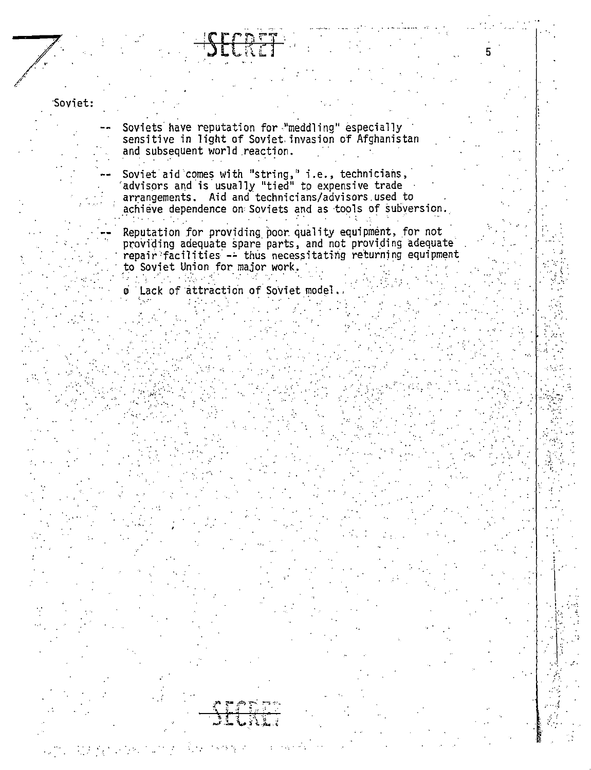SECRET

Soviet:

-- Soviets have reputation for "meddling" especially sensitive in light of Soviet invasion of Afghanistan and subsequent world reaction.

-- Soviet aid comes with "string," i.e., technicians, advisors and is usually "tied" to expensive trade arrangements. Aid and technicians/advisors used to achieve dependence on Soviets and as tools of subversion.

-- Reputation for providing poor quality equipment, for not providing adequate spare parts, and not providing adequate repair facilities -- thus necessitating returning equipment to Soviet Union for major work.

- Lack of attraction of Soviet model.

SECRET